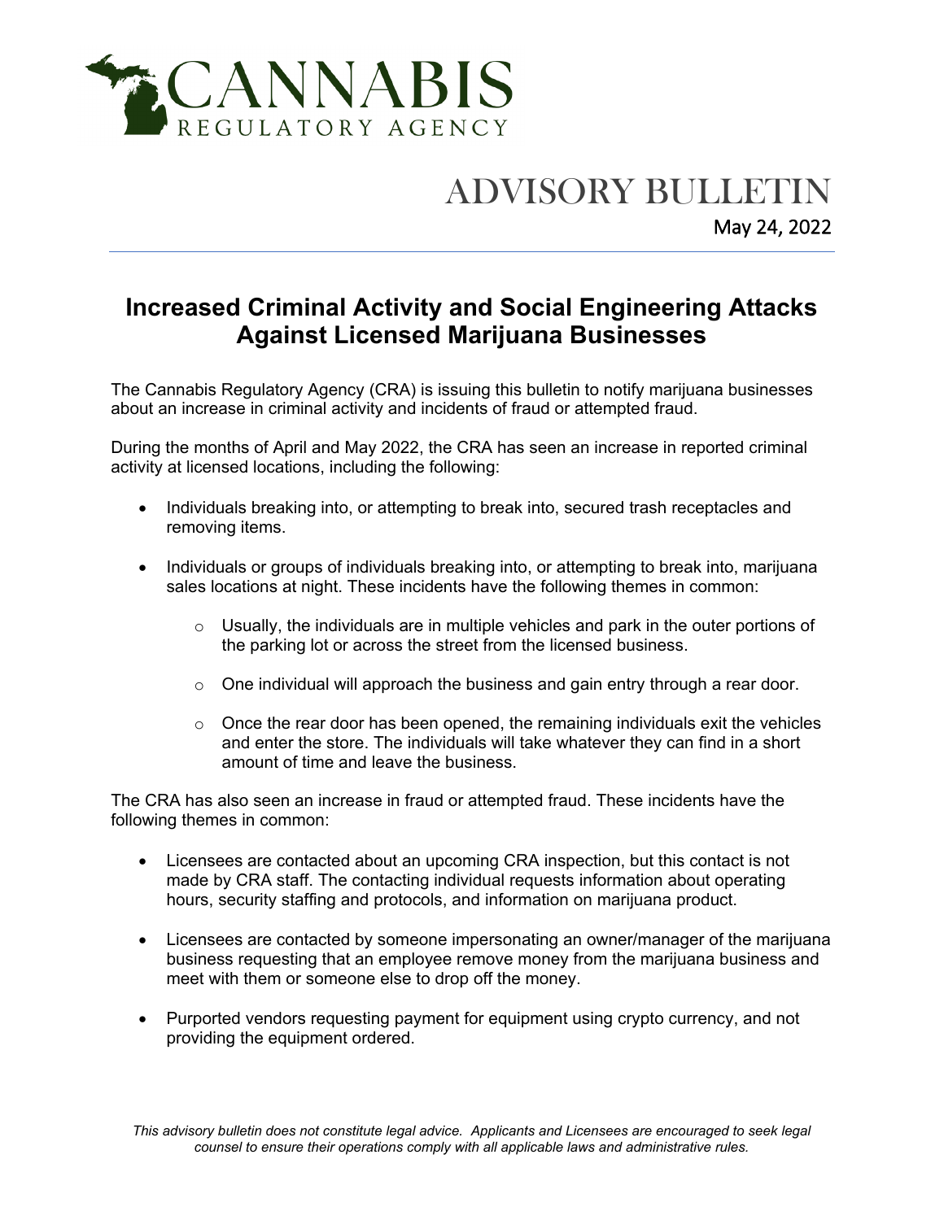# CANNABIS REGULATORY AGENCY

## ADVISORY BULLETIN

May 24, 2022

## Increased Criminal Activity and Social Engineering Attacks Against Licensed Marijuana Businesses

The Cannabis Regulatory Agency (CRA) is issuing this bulletin to notify marijuana businesses about an increase in criminal activity and incidents of fraud or attempted fraud.

During the months of April and May 2022, the CRA has seen an increase in reported criminal activity at licensed locations, including the following:

- Individuals breaking into, or attempting to break into, secured trash receptacles and removing items.
- Individuals or groups of individuals breaking into, or attempting to break into, marijuana sales locations at night. These incidents have the following themes in common:
  - Usually, the individuals are in multiple vehicles and park in the outer portions of the parking lot or across the street from the licensed business.
  - One individual will approach the business and gain entry through a rear door.
  - Once the rear door has been opened, the remaining individuals exit the vehicles and enter the store. The individuals will take whatever they can find in a short amount of time and leave the business.

The CRA has also seen an increase in fraud or attempted fraud. These incidents have the following themes in common:

- Licensees are contacted about an upcoming CRA inspection, but this contact is not made by CRA staff. The contacting individual requests information about operating hours, security staffing and protocols, and information on marijuana product.
- Licensees are contacted by someone impersonating an owner/manager of the marijuana business requesting that an employee remove money from the marijuana business and meet with them or someone else to drop off the money.
- Purported vendors requesting payment for equipment using crypto currency, and not providing the equipment ordered.

*This advisory bulletin does not constitute legal advice. Applicants and Licensees are encouraged to seek legal counsel to ensure their operations comply with all applicable laws and administrative rules.*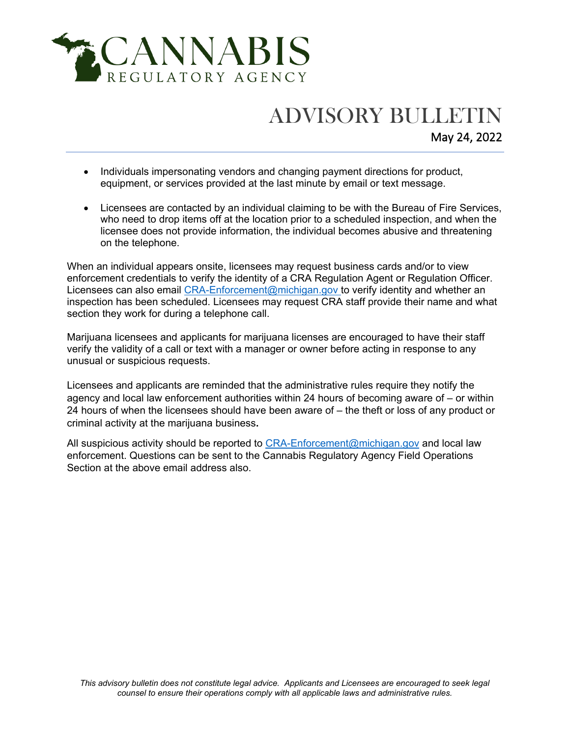- Individuals impersonating vendors and changing payment directions for product, equipment, or services provided at the last minute by email or text message.
- Licensees are contacted by an individual claiming to be with the Bureau of Fire Services, who need to drop items off at the location prior to a scheduled inspection, and when the licensee does not provide information, the individual becomes abusive and threatening on the telephone.

When an individual appears onsite, licensees may request business cards and/or to view enforcement credentials to verify the identity of a CRA Regulation Agent or Regulation Officer. Licensees can also email CRA-Enforcement@michigan.gov to verify identity and whether an inspection has been scheduled. Licensees may request CRA staff provide their name and what section they work for during a telephone call.

Marijuana licensees and applicants for marijuana licenses are encouraged to have their staff verify the validity of a call or text with a manager or owner before acting in response to any unusual or suspicious requests.

Licensees and applicants are reminded that the administrative rules require they notify the agency and local law enforcement authorities within 24 hours of becoming aware of – or within 24 hours of when the licensees should have been aware of – the theft or loss of any product or criminal activity at the marijuana business.

All suspicious activity should be reported to CRA-Enforcement@michigan.gov and local law enforcement. Questions can be sent to the Cannabis Regulatory Agency Field Operations Section at the above email address also.

*This advisory bulletin does not constitute legal advice. Applicants and Licensees are encouraged to seek legal counsel to ensure their operations comply with all applicable laws and administrative rules.*